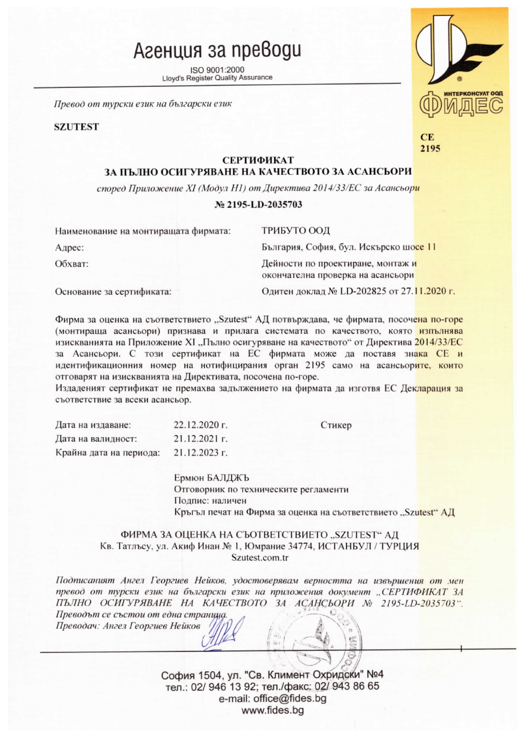# Агенция за преводи

ISO 9001:2000
Lloyd's Register Quality Assurance

ИНТЕРКОНСУЛТ ООД
ФИДЕС

*Превод от турски език на български език*

**SZUTEST**

**CE**
**2195**

## СЕРТИФИКАТ
## ЗА ПЪЛНО ОСИГУРЯВАНЕ НА КАЧЕСТВОТО ЗА АСАНСЬОРИ

*според Приложение XI (Модул H1) от Директива 2014/33/ЕС за Асансьори*

**№ 2195-LD-2035703**

| | |
|---|---|
| Наименование на монтиращата фирмата: | ТРИБУТО ООД |
| Адрес: | България, София, бул. Искърско шосе 11 |
| Обхват: | Дейности по проектиране, монтаж и окончателна проверка на асансьори |
| Основание за сертификата: | Одитен доклад № LD-202825 от 27.11.2020 г. |

Фирма за оценка на съответствието „Szutest“ АД потвърждава, че фирмата, посочена по-горе (монтираща асансьори) признава и прилага системата по качеството, която изпълнява изискванията на Приложение XI „Пълно осигуряване на качеството“ от Директива 2014/33/ЕС за Асансьори. С този сертификат на ЕС фирмата може да поставя знака CE и идентификационния номер на нотифицирания орган 2195 само на асансьорите, които отговарят на изискванията на Директивата, посочена по-горе.
Издаденият сертификат не премахва задължението на фирмата да изготвя ЕС Декларация за съответствие за всеки асансьор.

| | | |
|---|---|---|
| Дата на издаване: | 22.12.2020 г. | Стикер |
| Дата на валидност: | 21.12.2021 г. | |
| Крайна дата на периода: | 21.12.2023 г. | |

Ермюн БАЛДЖЪ
Отговорник по техническите регламенти
Подпис: наличен
Кръгъл печат на Фирма за оценка на съответствието „Szutest“ АД

ФИРМА ЗА ОЦЕНКА НА СЪОТВЕТСТВИЕТО „SZUTEST“ АД
Кв. Татлъсу, ул. Акиф Инан № 1, Юмрание 34774, ИСТАНБУЛ / ТУРЦИЯ
Szutest.com.tr

*Подписаният Ангел Георгиев Нейков, удостоверявам верността на извършения от мен превод от турски език на български език на приложения документ „СЕРТИФИКАТ ЗА ПЪЛНО ОСИГУРЯВАНЕ НА КАЧЕСТВОТО ЗА АСАНСЬОРИ № 2195-LD-2035703“. Преводът се състои от една страница.*
*Преводач: Ангел Георгиев Нейков*

София 1504, ул. "Св. Климент Охридски" №4
тел.: 02/ 946 13 92; тел./факс: 02/ 943 86 65
e-mail: office@fides.bg
www.fides.bg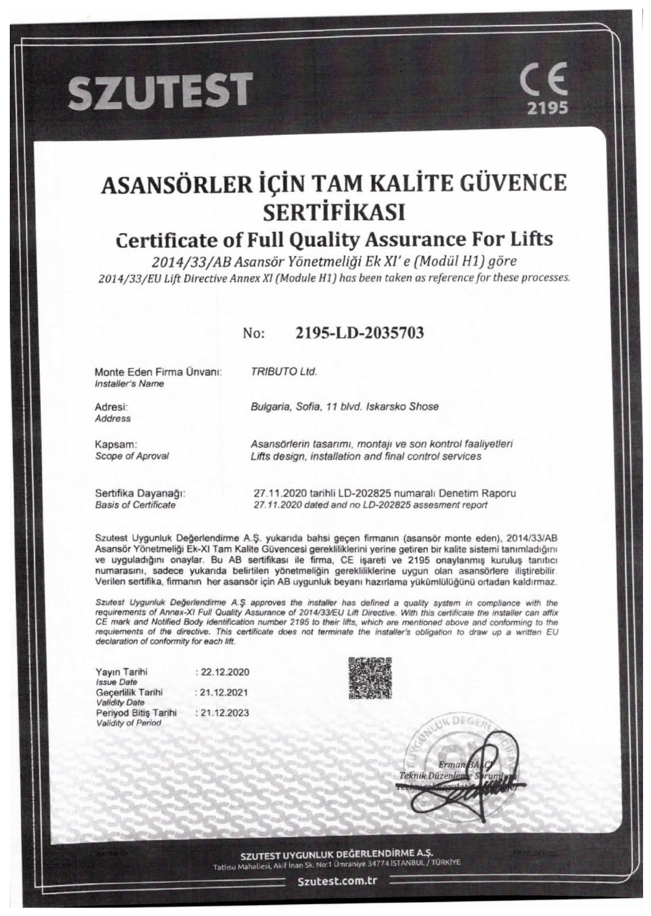# SZUTEST

CE 2195

# ASANSÖRLER İÇİN TAM KALİTE GÜVENCE SERTİFİKASI

## Certificate of Full Quality Assurance For Lifts

*2014/33/AB Asansör Yönetmeliği Ek XI' e (Modül H1) göre*

*2014/33/EU Lift Directive Annex XI (Module H1) has been taken as reference for these processes.*

**No: 2195-LD-2035703**

| | |
|---|---|
| Monte Eden Firma Ünvanı: *Installer's Name* | *TRIBUTO Ltd.* |
| Adresi: *Address* | *Bulgaria, Sofia, 11 blvd. Iskarsko Shose* |
| Kapsam: *Scope of Aproval* | *Asansörlerin tasarımı, montajı ve son kontrol faaliyetleri* *Lifts design, installation and final control services* |
| Sertifika Dayanağı: *Basis of Certificate* | 27.11.2020 tarihli LD-202825 numaralı Denetim Raporu *27.11.2020 dated and no LD-202825 assesment report* |

Szutest Uygunluk Değerlendirme A.Ş. yukarıda bahsi geçen firmanın (asansör monte eden), 2014/33/AB Asansör Yönetmeliği Ek-XI Tam Kalite Güvencesi gerekliliklerini yerine getiren bir kalite sistemi tanımladığını ve uyguladığını onaylar. Bu AB sertifikası ile firma, CE işareti ve 2195 onaylanmış kuruluş tanıtıcı numarasını, sadece yukarıda belirtilen yönetmeliğin gerekliliklerine uygun olan asansörlere iliştirebilir. Verilen sertifika, firmanın her asansör için AB uygunluk beyanı hazırlama yükümlülüğünü ortadan kaldırmaz.

*Szutest Uygunluk Değerlendirme A.Ş approves the installer has defined a quality system in compliance with the requirements of Annex-XI Full Quality Assurance of 2014/33/EU Lift Directive. With this certificate the installer can affix CE mark and Notified Body identification number 2195 to their lifts, which are mentioned above and conforming to the requiements of the directive. This certificate does not terminate the installer's obligation to draw up a written EU declaration of conformity for each lift.*

| | |
|---|---|
| Yayın Tarihi *Issue Date* | : 22.12.2020 |
| Geçerlilik Tarihi *Validity Date* | : 21.12.2021 |
| Periyod Bitiş Tarihi *Validity of Period* | : 21.12.2023 |

Erman BALCI
Teknik Düzenleme Sorumlusu
Technical Regulation Manager

**SZUTEST UYGUNLUK DEĞERLENDİRME A.Ş.**
Tatlısu Mahallesi, Akif İnan Sk. No:1 Ümraniye 34774 İSTANBUL / TÜRKİYE

Szutest.com.tr